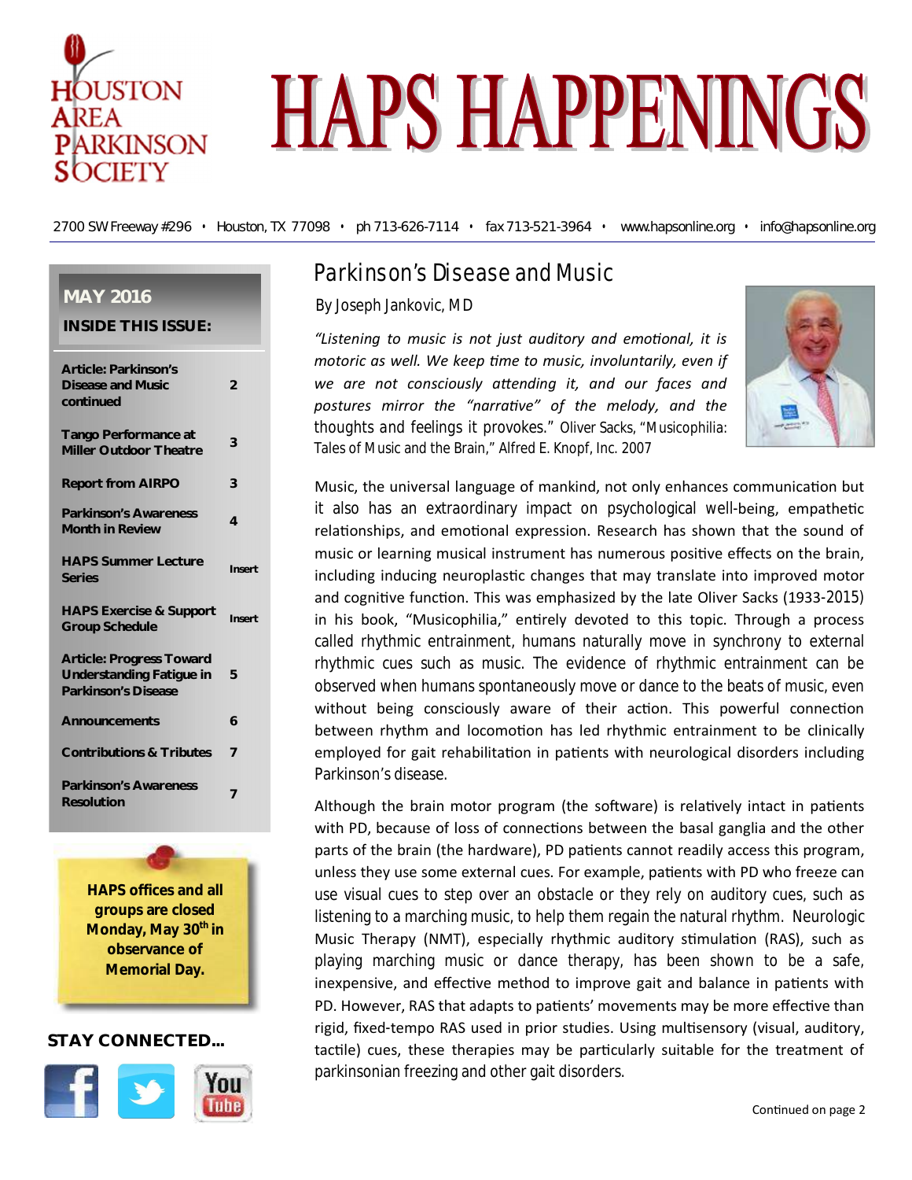# HAPS HAPPENINGS

HOUSTON AREA PARKINSON SOCIETY

2700 SW Freeway #296 • Houston, TX 77098 • ph 713-626-7114 • fax 713-521-3964 • www.hapsonline.org • info@hapsonline.org

**MAY 2016**

**INSIDE THIS ISSUE:**

| Article | Page |
|---|---|
| **Article: Parkinson's Disease and Music continued** | 2 |
| **Tango Performance at Miller Outdoor Theatre** | 3 |
| **Report from AIRPO** | 3 |
| **Parkinson's Awareness Month in Review** | 4 |
| **HAPS Summer Lecture Series** | Insert |
| **HAPS Exercise & Support Group Schedule** | Insert |
| **Article: Progress Toward Understanding Fatigue in Parkinson's Disease** | 5 |
| **Announcements** | 6 |
| **Contributions & Tributes** | 7 |
| **Parkinson's Awareness Resolution** | 7 |

**HAPS offices and all groups are closed Monday, May 30th in observance of Memorial Day.**

**STAY CONNECTED...**

## Parkinson's Disease and Music

By Joseph Jankovic, MD

*"Listening to music is not just auditory and emotional, it is motoric as well. We keep time to music, involuntarily, even if we are not consciously attending it, and our faces and postures mirror the "narrative" of the melody, and the thoughts and feelings it provokes."* Oliver Sacks, "Musicophilia: Tales of Music and the Brain," Alfred E. Knopf, Inc. 2007

Music, the universal language of mankind, not only enhances communication but it also has an extraordinary impact on psychological well-being, empathetic relationships, and emotional expression. Research has shown that the sound of music or learning musical instrument has numerous positive effects on the brain, including inducing neuroplastic changes that may translate into improved motor and cognitive function. This was emphasized by the late Oliver Sacks (1933-2015) in his book, "Musicophilia," entirely devoted to this topic. Through a process called rhythmic entrainment, humans naturally move in synchrony to external rhythmic cues such as music. The evidence of rhythmic entrainment can be observed when humans spontaneously move or dance to the beats of music, even without being consciously aware of their action. This powerful connection between rhythm and locomotion has led rhythmic entrainment to be clinically employed for gait rehabilitation in patients with neurological disorders including Parkinson's disease.

Although the brain motor program (the software) is relatively intact in patients with PD, because of loss of connections between the basal ganglia and the other parts of the brain (the hardware), PD patients cannot readily access this program, unless they use some external cues. For example, patients with PD who freeze can use visual cues to step over an obstacle or they rely on auditory cues, such as listening to a marching music, to help them regain the natural rhythm. Neurologic Music Therapy (NMT), especially rhythmic auditory stimulation (RAS), such as playing marching music or dance therapy, has been shown to be a safe, inexpensive, and effective method to improve gait and balance in patients with PD. However, RAS that adapts to patients' movements may be more effective than rigid, fixed-tempo RAS used in prior studies. Using multisensory (visual, auditory, tactile) cues, these therapies may be particularly suitable for the treatment of parkinsonian freezing and other gait disorders.

Continued on page 2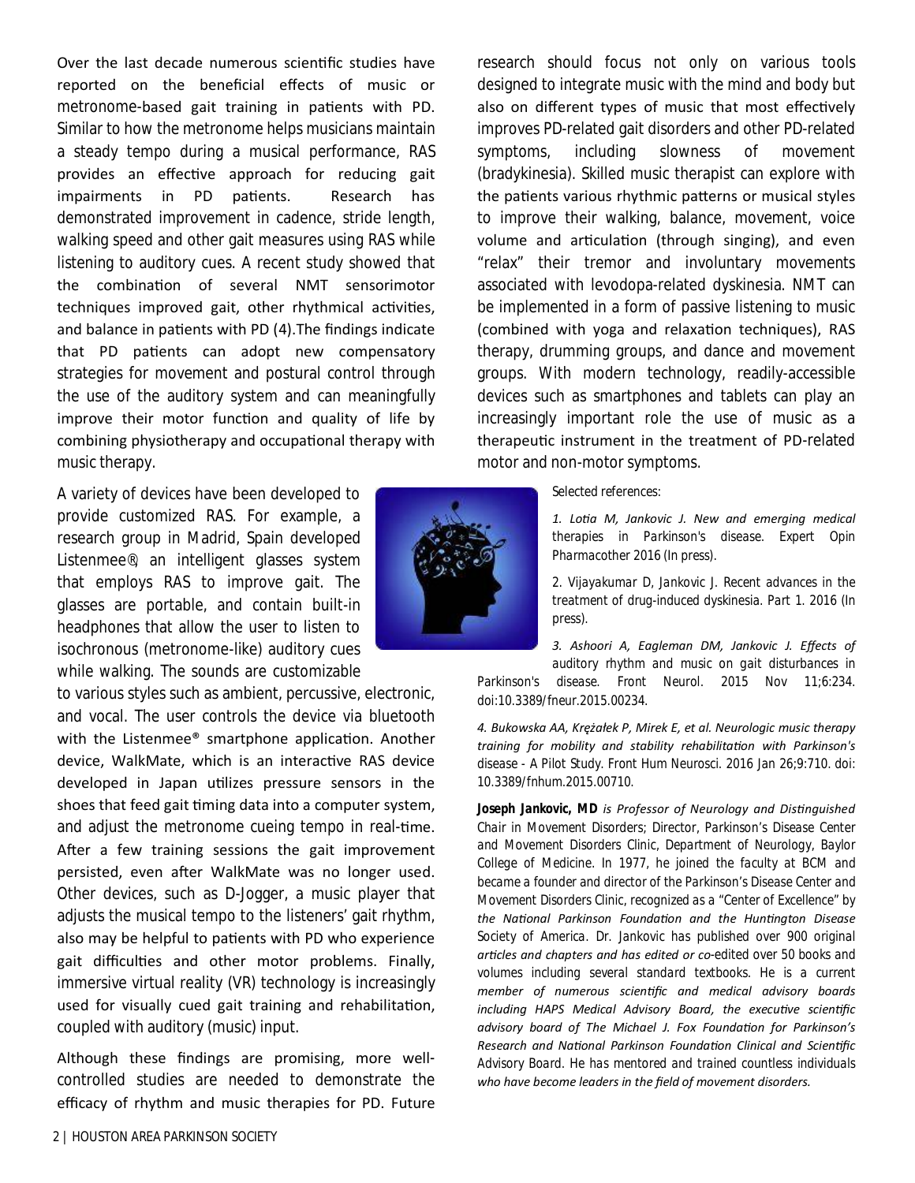Over the last decade numerous scientific studies have reported on the beneficial effects of music or metronome-based gait training in patients with PD. Similar to how the metronome helps musicians maintain a steady tempo during a musical performance, RAS provides an effective approach for reducing gait impairments in PD patients. Research has demonstrated improvement in cadence, stride length, walking speed and other gait measures using RAS while listening to auditory cues. A recent study showed that the combination of several NMT sensorimotor techniques improved gait, other rhythmical activities, and balance in patients with PD (4).The findings indicate that PD patients can adopt new compensatory strategies for movement and postural control through the use of the auditory system and can meaningfully improve their motor function and quality of life by combining physiotherapy and occupational therapy with music therapy.

A variety of devices have been developed to provide customized RAS. For example, a research group in Madrid, Spain developed Listenmee®, an intelligent glasses system that employs RAS to improve gait. The glasses are portable, and contain built-in headphones that allow the user to listen to isochronous (metronome-like) auditory cues while walking. The sounds are customizable to various styles such as ambient, percussive, electronic, and vocal. The user controls the device via bluetooth with the Listenmee® smartphone application. Another device, WalkMate, which is an interactive RAS device developed in Japan utilizes pressure sensors in the shoes that feed gait timing data into a computer system, and adjust the metronome cueing tempo in real-time. After a few training sessions the gait improvement persisted, even after WalkMate was no longer used. Other devices, such as D-Jogger, a music player that adjusts the musical tempo to the listeners' gait rhythm, also may be helpful to patients with PD who experience gait difficulties and other motor problems. Finally, immersive virtual reality (VR) technology is increasingly used for visually cued gait training and rehabilitation, coupled with auditory (music) input.

Although these findings are promising, more well-controlled studies are needed to demonstrate the efficacy of rhythm and music therapies for PD. Future research should focus not only on various tools designed to integrate music with the mind and body but also on different types of music that most effectively improves PD-related gait disorders and other PD-related symptoms, including slowness of movement (bradykinesia). Skilled music therapist can explore with the patients various rhythmic patterns or musical styles to improve their walking, balance, movement, voice volume and articulation (through singing), and even "relax" their tremor and involuntary movements associated with levodopa-related dyskinesia. NMT can be implemented in a form of passive listening to music (combined with yoga and relaxation techniques), RAS therapy, drumming groups, and dance and movement groups. With modern technology, readily-accessible devices such as smartphones and tablets can play an increasingly important role the use of music as a therapeutic instrument in the treatment of PD-related motor and non-motor symptoms.

Selected references:

*1. Lotia M, Jankovic J. New and emerging medical* therapies in Parkinson's disease. Expert Opin Pharmacother 2016 (In press).

2. Vijayakumar D, Jankovic J. Recent advances in the treatment of drug-induced dyskinesia. Part 1. 2016 (In press).

*3. Ashoori A, Eagleman DM, Jankovic J. Effects of auditory rhythm and music on gait disturbances in* Parkinson's disease. Front Neurol. 2015 Nov 11;6:234. doi:10.3389/fneur.2015.00234.

*4. Bukowska AA, Krężałek P, Mirek E, et al. Neurologic music therapy training for mobility and stability rehabilitation with Parkinson's* disease - A Pilot Study. Front Hum Neurosci. 2016 Jan 26;9:710. doi: 10.3389/fnhum.2015.00710.

**Joseph Jankovic, MD** *is Professor of Neurology and Distinguished* Chair in Movement Disorders; Director, Parkinson's Disease Center and Movement Disorders Clinic, Department of Neurology, Baylor College of Medicine. In 1977, he joined the faculty at BCM and became a founder and director of the Parkinson's Disease Center and Movement Disorders Clinic, recognized as a "Center of Excellence" by *the National Parkinson Foundation and the Huntington Disease* Society of America. Dr. Jankovic has published over 900 original *articles and chapters and has edited or co*-edited over 50 books and volumes including several standard textbooks. He is a current *member of numerous scientific and medical advisory boards including HAPS Medical Advisory Board, the executive scientific advisory board of The Michael J. Fox Foundation for Parkinson's Research and National Parkinson Foundation Clinical and Scientific* Advisory Board. He has mentored and trained countless individuals *who have become leaders in the field of movement disorders.*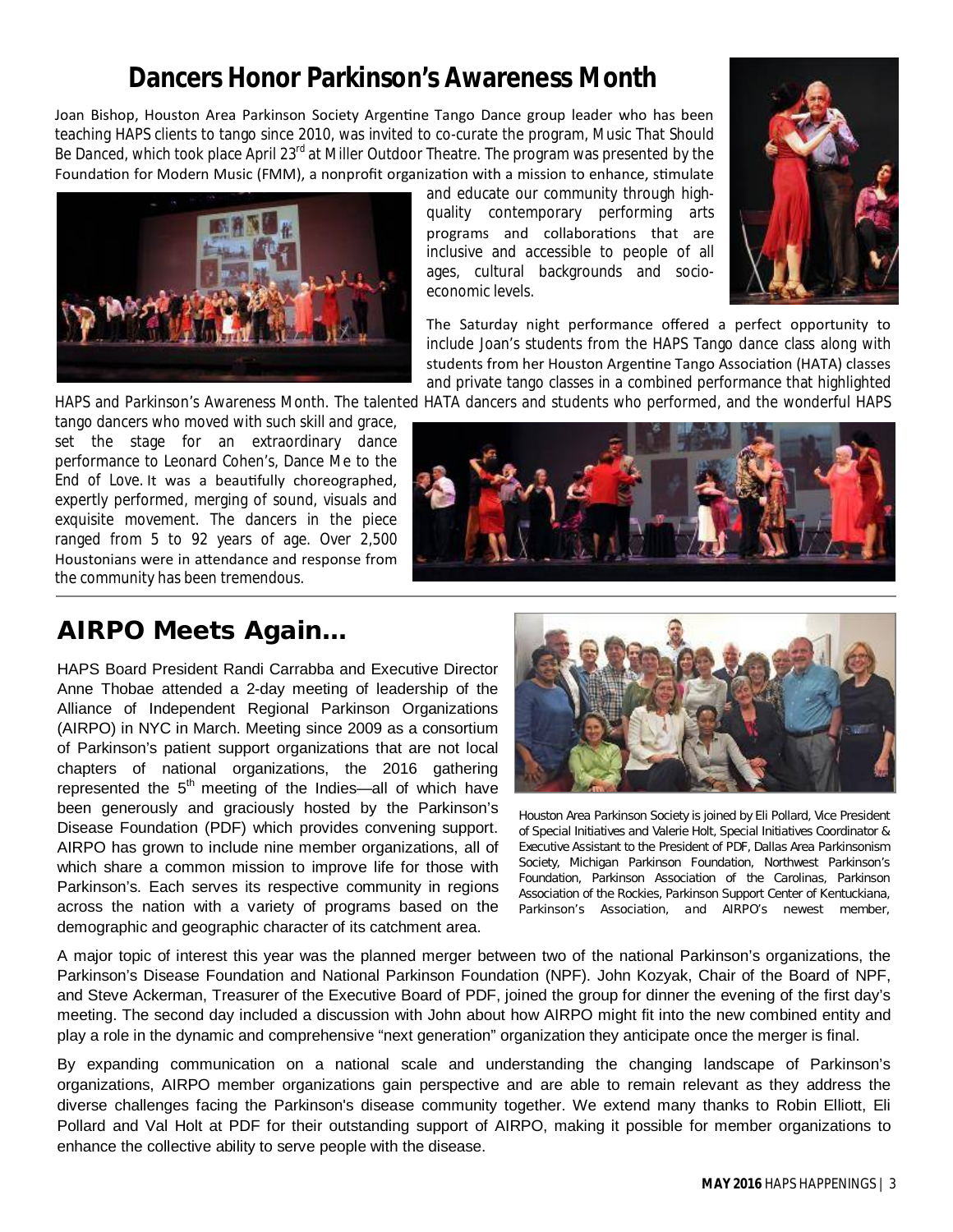# Dancers Honor Parkinson's Awareness Month

Joan Bishop, Houston Area Parkinson Society Argentine Tango Dance group leader who has been teaching HAPS clients to tango since 2010, was invited to co-curate the program, Music That Should Be Danced, which took place April 23rd at Miller Outdoor Theatre. The program was presented by the Foundation for Modern Music (FMM), a nonprofit organization with a mission to enhance, stimulate and educate our community through high-quality contemporary performing arts programs and collaborations that are inclusive and accessible to people of all ages, cultural backgrounds and socio-economic levels.

The Saturday night performance offered a perfect opportunity to include Joan's students from the HAPS Tango dance class along with students from her Houston Argentine Tango Association (HATA) classes and private tango classes in a combined performance that highlighted HAPS and Parkinson's Awareness Month. The talented HATA dancers and students who performed, and the wonderful HAPS tango dancers who moved with such skill and grace, set the stage for an extraordinary dance performance to Leonard Cohen's, Dance Me to the End of Love. It was a beautifully choreographed, expertly performed, merging of sound, visuals and exquisite movement. The dancers in the piece ranged from 5 to 92 years of age. Over 2,500 Houstonians were in attendance and response from the community has been tremendous.

## AIRPO Meets Again...

HAPS Board President Randi Carrabba and Executive Director Anne Thobae attended a 2-day meeting of leadership of the Alliance of Independent Regional Parkinson Organizations (AIRPO) in NYC in March. Meeting since 2009 as a consortium of Parkinson's patient support organizations that are not local chapters of national organizations, the 2016 gathering represented the 5th meeting of the Indies—all of which have been generously and graciously hosted by the Parkinson's Disease Foundation (PDF) which provides convening support. AIRPO has grown to include nine member organizations, all of which share a common mission to improve life for those with Parkinson's. Each serves its respective community in regions across the nation with a variety of programs based on the demographic and geographic character of its catchment area.

Houston Area Parkinson Society is joined by Eli Pollard, Vice President of Special Initiatives and Valerie Holt, Special Initiatives Coordinator & Executive Assistant to the President of PDF, Dallas Area Parkinsonism Society, Michigan Parkinson Foundation, Northwest Parkinson's Foundation, Parkinson Association of the Carolinas, Parkinson Association of the Rockies, Parkinson Support Center of Kentuckiana, Parkinson's Association, and AIRPO's newest member,

A major topic of interest this year was the planned merger between two of the national Parkinson's organizations, the Parkinson's Disease Foundation and National Parkinson Foundation (NPF). John Kozyak, Chair of the Board of NPF, and Steve Ackerman, Treasurer of the Executive Board of PDF, joined the group for dinner the evening of the first day's meeting. The second day included a discussion with John about how AIRPO might fit into the new combined entity and play a role in the dynamic and comprehensive "next generation" organization they anticipate once the merger is final.

By expanding communication on a national scale and understanding the changing landscape of Parkinson's organizations, AIRPO member organizations gain perspective and are able to remain relevant as they address the diverse challenges facing the Parkinson's disease community together. We extend many thanks to Robin Elliott, Eli Pollard and Val Holt at PDF for their outstanding support of AIRPO, making it possible for member organizations to enhance the collective ability to serve people with the disease.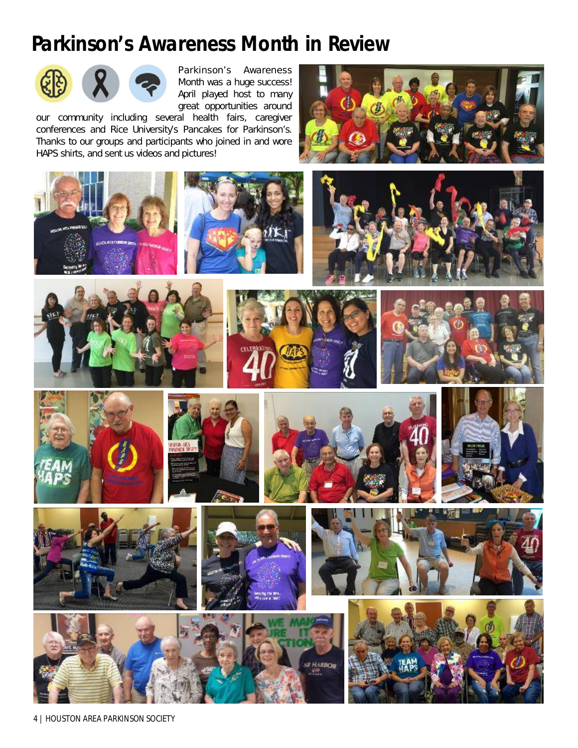# Parkinson's Awareness Month in Review

Parkinson's Awareness Month was a huge success! April played host to many great opportunities around our community including several health fairs, caregiver conferences and Rice University's Pancakes for Parkinson's. Thanks to our groups and participants who joined in and wore HAPS shirts, and sent us videos and pictures!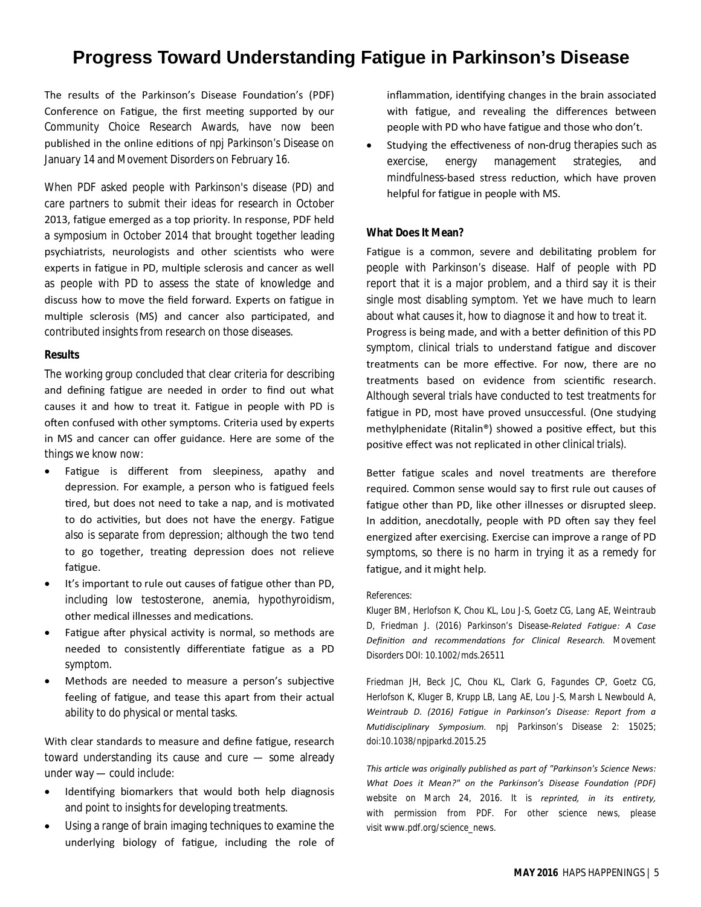# Progress Toward Understanding Fatigue in Parkinson's Disease

The results of the Parkinson's Disease Foundation's (PDF) Conference on Fatigue, the first meeting supported by our Community Choice Research Awards, have now been published in the online editions of *npj Parkinson's Disease* on January 14 and *Movement Disorders* on February 16.

When PDF asked people with Parkinson's disease (PD) and care partners to submit their ideas for research in October 2013, fatigue emerged as a top priority. In response, PDF held a symposium in October 2014 that brought together leading psychiatrists, neurologists and other scientists who were experts in fatigue in PD, multiple sclerosis and cancer as well as people with PD to assess the state of knowledge and discuss how to move the field forward. Experts on fatigue in multiple sclerosis (MS) and cancer also participated, and contributed insights from research on those diseases.

**Results**

The working group concluded that clear criteria for describing and defining fatigue are needed in order to find out what causes it and how to treat it. Fatigue in people with PD is often confused with other symptoms. Criteria used by experts in MS and cancer can offer guidance. Here are some of the things we know now:

- Fatigue is different from sleepiness, apathy and depression. For example, a person who is fatigued feels tired, but does not need to take a nap, and is motivated to do activities, but does not have the energy. Fatigue also is separate from depression; although the two tend to go together, treating depression does not relieve fatigue.
- It's important to rule out causes of fatigue other than PD, including low testosterone, anemia, hypothyroidism, other medical illnesses and medications.
- Fatigue after physical activity is normal, so methods are needed to consistently differentiate fatigue as a PD symptom.
- Methods are needed to measure a person's subjective feeling of fatigue, and tease this apart from their actual ability to do physical or mental tasks.

With clear standards to measure and define fatigue, research toward understanding its cause and cure — some already under way — could include:

- Identifying biomarkers that would both help diagnosis and point to insights for developing treatments.
- Using a range of brain imaging techniques to examine the underlying biology of fatigue, including the role of inflammation, identifying changes in the brain associated with fatigue, and revealing the differences between people with PD who have fatigue and those who don't.
- Studying the effectiveness of non-drug therapies such as exercise, energy management strategies, and mindfulness-based stress reduction, which have proven helpful for fatigue in people with MS.

**What Does It Mean?**

Fatigue is a common, severe and debilitating problem for people with Parkinson's disease. Half of people with PD report that it is a major problem, and a third say it is their single most disabling symptom. Yet we have much to learn about what causes it, how to diagnose it and how to treat it. Progress is being made, and with a better definition of this PD symptom, clinical trials to understand fatigue and discover treatments can be more effective. For now, there are no treatments based on evidence from scientific research. Although several trials have conducted to test treatments for fatigue in PD, most have proved unsuccessful. (One studying methylphenidate (Ritalin®) showed a positive effect, but this positive effect was not replicated in other clinical trials).

Better fatigue scales and novel treatments are therefore required. Common sense would say to first rule out causes of fatigue other than PD, like other illnesses or disrupted sleep. In addition, anecdotally, people with PD often say they feel energized after exercising. Exercise can improve a range of PD symptoms, so there is no harm in trying it as a remedy for fatigue, and it might help.

References:

Kluger BM, Herlofson K, Chou KL, Lou J-S, Goetz CG, Lang AE, Weintraub D, Friedman J. (2016) Parkinson's Disease-*Related Fatigue: A Case Definition and recommendations for Clinical Research.* Movement Disorders DOI: 10.1002/mds.26511

Friedman JH, Beck JC, Chou KL, Clark G, Fagundes CP, Goetz CG, Herlofson K, Kluger B, Krupp LB, Lang AE, Lou J-S, Marsh L Newbould A, *Weintraub D. (2016) Fatigue in Parkinson's Disease: Report from a Mutidisciplinary Symposium.* npj Parkinson's Disease 2: 15025; doi:10.1038/npjparkd.2015.25

*This article was originally published as part of "Parkinson's Science News: What Does it Mean?" on the Parkinson's Disease Foundation (PDF)* website on March 24, 2016. It is *reprinted, in its entirety,* with permission from PDF. For other science news, please visit www.pdf.org/science_news.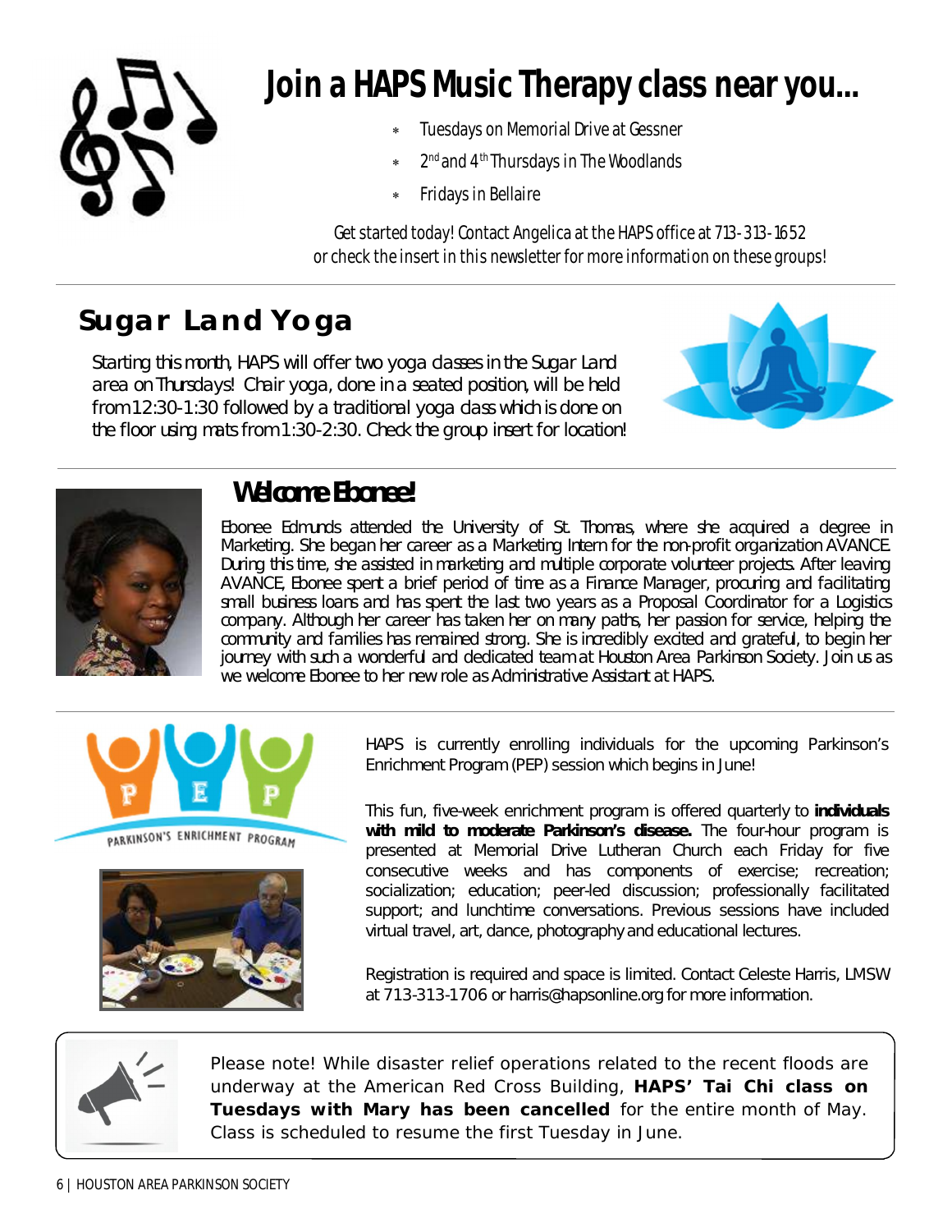# Join a HAPS Music Therapy class near you...

- Tuesdays on Memorial Drive at Gessner
- 2nd and 4th Thursdays in The Woodlands
- Fridays in Bellaire

*Get started today! Contact Angelica at the HAPS office at 713-313-1652 or check the insert in this newsletter for more information on these groups!*

## Sugar Land Yoga

Starting this month, HAPS will offer two yoga classes in the Sugar Land area on Thursdays! Chair yoga, done in a seated position, will be held from 12:30-1:30 followed by a traditional yoga class which is done on the floor using mats from 1:30-2:30. Check the group insert for location!

## Welcome Ebonee!

Ebonee Edmunds attended the University of St. Thomas, where she acquired a degree in Marketing. She began her career as a Marketing Intern for the non-profit organization AVANCE. During this time, she assisted in marketing and multiple corporate volunteer projects. After leaving AVANCE, Ebonee spent a brief period of time as a Finance Manager, procuring and facilitating small business loans and has spent the last two years as a Proposal Coordinator for a Logistics company. Although her career has taken her on many paths, her passion for service, helping the community and families has remained strong. She is incredibly excited and grateful, to begin her journey with such a wonderful and dedicated team at Houston Area Parkinson Society. Join us as we welcome Ebonee to her new role as Administrative Assistant at HAPS.

PEP — PARKINSON'S ENRICHMENT PROGRAM

HAPS is currently enrolling individuals for the upcoming Parkinson's Enrichment Program (PEP) session which begins in June!

This fun, five-week enrichment program is offered quarterly to **individuals with mild to moderate Parkinson's disease.** The four-hour program is presented at Memorial Drive Lutheran Church each Friday for five consecutive weeks and has components of exercise; recreation; socialization; education; peer-led discussion; professionally facilitated support; and lunchtime conversations. Previous sessions have included virtual travel, art, dance, photography and educational lectures.

Registration is required and space is limited. Contact Celeste Harris, LMSW at 713-313-1706 or harris@hapsonline.org for more information.

Please note! While disaster relief operations related to the recent floods are underway at the American Red Cross Building, **HAPS' Tai Chi class on Tuesdays with Mary has been cancelled** for the entire month of May. Class is scheduled to resume the first Tuesday in June.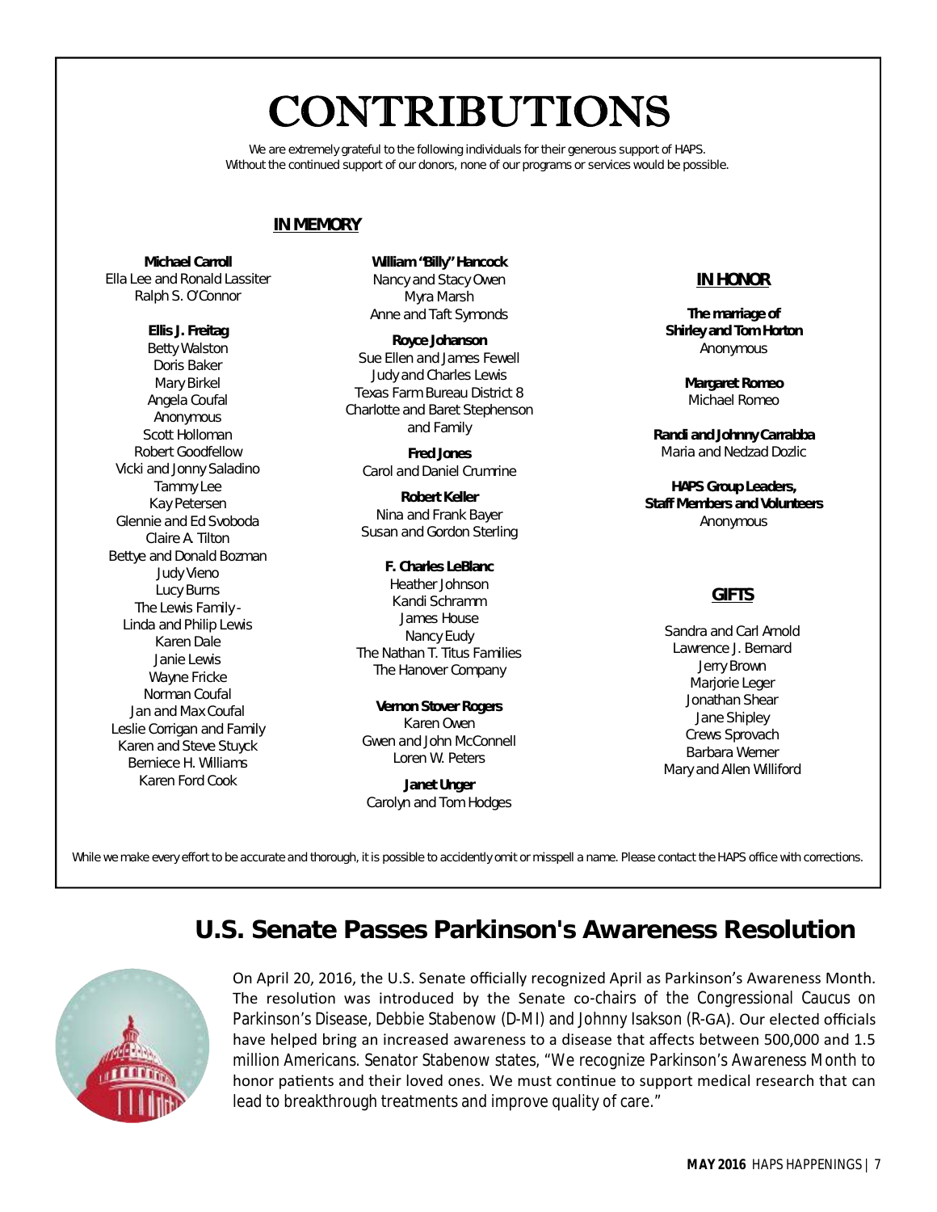# CONTRIBUTIONS

We are extremely grateful to the following individuals for their generous support of HAPS.
Without the continued support of our donors, none of our programs or services would be possible.

## IN MEMORY

**Michael Carroll**
Ella Lee and Ronald Lassiter
Ralph S. O'Connor

**Ellis J. Freitag**
Betty Walston
Doris Baker
Mary Birkel
Angela Coufal
Anonymous
Scott Holloman
Robert Goodfellow
Vicki and Jonny Saladino
Tammy Lee
Kay Petersen
Glennie and Ed Svoboda
Claire A. Tilton
Bettye and Donald Bozman
Judy Vieno
Lucy Burns
The Lewis Family -
Linda and Philip Lewis
Karen Dale
Janie Lewis
Wayne Fricke
Norman Coufal
Jan and Max Coufal
Leslie Corrigan and Family
Karen and Steve Stuyck
Berniece H. Williams
Karen Ford Cook

**William "Billy" Hancock**
Nancy and Stacy Owen
Myra Marsh
Anne and Taft Symonds

**Royce Johanson**
Sue Ellen and James Fewell
Judy and Charles Lewis
Texas Farm Bureau District 8
Charlotte and Baret Stephenson
and Family

**Fred Jones**
Carol and Daniel Crumrine

**Robert Keller**
Nina and Frank Bayer
Susan and Gordon Sterling

**F. Charles LeBlanc**
Heather Johnson
Kandi Schramm
James House
Nancy Eudy
The Nathan T. Titus Families
The Hanover Company

**Vernon Stover Rogers**
Karen Owen
Gwen and John McConnell
Loren W. Peters

**Janet Unger**
Carolyn and Tom Hodges

## IN HONOR

**The marriage of**
**Shirley and Tom Horton**
Anonymous

**Margaret Romeo**
Michael Romeo

**Randi and Johnny Carrabba**
Maria and Nedzad Dozlic

**HAPS Group Leaders,**
**Staff Members and Volunteers**
Anonymous

## GIFTS

Sandra and Carl Arnold
Lawrence J. Bernard
Jerry Brown
Marjorie Leger
Jonathan Shear
Jane Shipley
Crews Sprovach
Barbara Werner
Mary and Allen Williford

While we make every effort to be accurate and thorough, it is possible to accidently omit or misspell a name. Please contact the HAPS office with corrections.

# U.S. Senate Passes Parkinson's Awareness Resolution

On April 20, 2016, the U.S. Senate officially recognized April as Parkinson's Awareness Month. The resolution was introduced by the Senate co-chairs of the Congressional Caucus on Parkinson's Disease, Debbie Stabenow (D-MI) and Johnny Isakson (R-GA). Our elected officials have helped bring an increased awareness to a disease that affects between 500,000 and 1.5 million Americans. Senator Stabenow states, "We recognize Parkinson's Awareness Month to honor patients and their loved ones. We must continue to support medical research that can lead to breakthrough treatments and improve quality of care."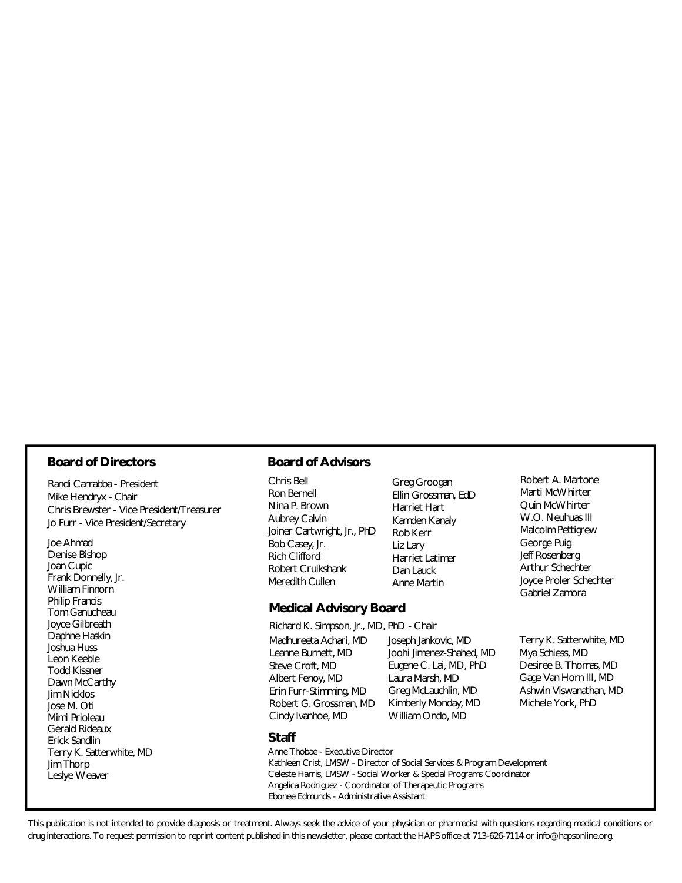## Board of Directors

Randi Carrabba - President
Mike Hendryx - Chair
Chris Brewster - Vice President/Treasurer
Jo Furr - Vice President/Secretary

Joe Ahmad
Denise Bishop
Joan Cupic
Frank Donnelly, Jr.
William Finnorn
Philip Francis
Tom Ganucheau
Joyce Gilbreath
Daphne Haskin
Joshua Huss
Leon Keeble
Todd Kissner
Dawn McCarthy
Jim Nicklos
Jose M. Oti
Mimi Prioleau
Gerald Rideaux
Erick Sandlin
Terry K. Satterwhite, MD
Jim Thorp
Leslye Weaver

## Board of Advisors

Chris Bell
Ron Bernell
Nina P. Brown
Aubrey Calvin
Joiner Cartwright, Jr., PhD
Bob Casey, Jr.
Rich Clifford
Robert Cruikshank
Meredith Cullen
Greg Groogan
Ellin Grossman, EdD
Harriet Hart
Kamden Kanaly
Rob Kerr
Liz Lary
Harriet Latimer
Dan Lauck
Anne Martin
Robert A. Martone
Marti McWhirter
Quin McWhirter
W.O. Neuhuas III
Malcolm Pettigrew
George Puig
Jeff Rosenberg
Arthur Schechter
Joyce Proler Schechter
Gabriel Zamora

## Medical Advisory Board

Richard K. Simpson, Jr., MD, PhD - Chair

Madhureeta Achari, MD
Leanne Burnett, MD
Steve Croft, MD
Albert Fenoy, MD
Erin Furr-Stimming, MD
Robert G. Grossman, MD
Cindy Ivanhoe, MD
Joseph Jankovic, MD
Joohi Jimenez-Shahed, MD
Eugene C. Lai, MD, PhD
Laura Marsh, MD
Greg McLauchlin, MD
Kimberly Monday, MD
William Ondo, MD
Terry K. Satterwhite, MD
Mya Schiess, MD
Desiree B. Thomas, MD
Gage Van Horn III, MD
Ashwin Viswanathan, MD
Michele York, PhD

## Staff

Anne Thobae - Executive Director
Kathleen Crist, LMSW - Director of Social Services & Program Development
Celeste Harris, LMSW - Social Worker & Special Programs Coordinator
Angelica Rodriguez - Coordinator of Therapeutic Programs
Ebonee Edmunds - Administrative Assistant

This publication is not intended to provide diagnosis or treatment. Always seek the advice of your physician or pharmacist with questions regarding medical conditions or drug interactions. To request permission to reprint content published in this newsletter, please contact the HAPS office at 713-626-7114 or info@hapsonline.org.